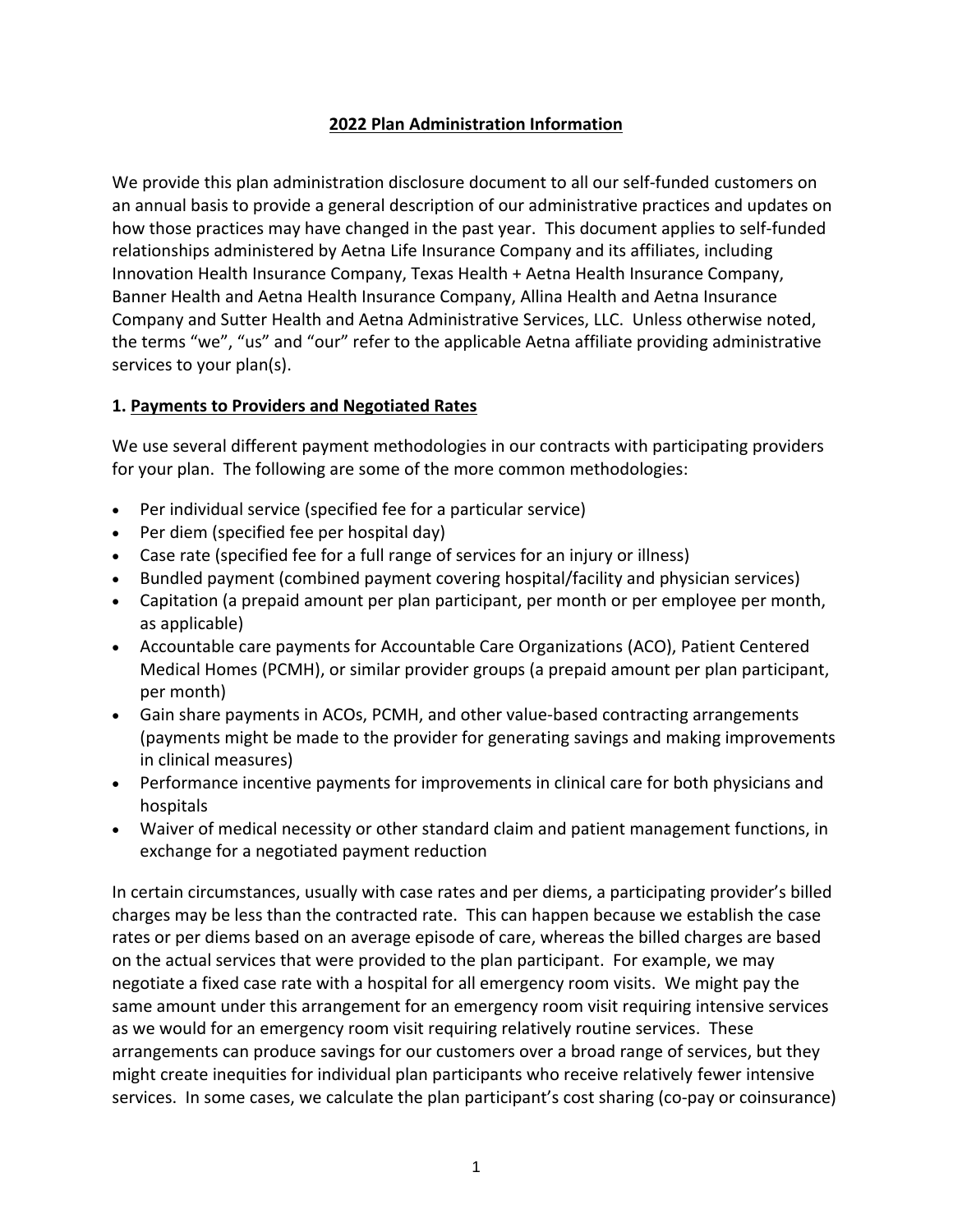# 2022 Plan Administration Information

We provide this plan administration disclosure document to all our self-funded customers on an annual basis to provide a general description of our administrative practices and updates on how those practices may have changed in the past year. This document applies to self-funded relationships administered by Aetna Life Insurance Company and its affiliates, including Innovation Health Insurance Company, Texas Health + Aetna Health Insurance Company, Banner Health and Aetna Health Insurance Company, Allina Health and Aetna Insurance Company and Sutter Health and Aetna Administrative Services, LLC. Unless otherwise noted, the terms "we", "us" and "our" refer to the applicable Aetna affiliate providing administrative services to your plan(s).

## 1. Payments to Providers and Negotiated Rates

We use several different payment methodologies in our contracts with participating providers for your plan. The following are some of the more common methodologies:

- Per individual service (specified fee for a particular service)
- Per diem (specified fee per hospital day)
- Case rate (specified fee for a full range of services for an injury or illness)
- Bundled payment (combined payment covering hospital/facility and physician services)
- Capitation (a prepaid amount per plan participant, per month or per employee per month, as applicable)
- Accountable care payments for Accountable Care Organizations (ACO), Patient Centered Medical Homes (PCMH), or similar provider groups (a prepaid amount per plan participant, per month)
- Gain share payments in ACOs, PCMH, and other value-based contracting arrangements (payments might be made to the provider for generating savings and making improvements in clinical measures)
- Performance incentive payments for improvements in clinical care for both physicians and hospitals
- Waiver of medical necessity or other standard claim and patient management functions, in exchange for a negotiated payment reduction

In certain circumstances, usually with case rates and per diems, a participating provider's billed charges may be less than the contracted rate. This can happen because we establish the case rates or per diems based on an average episode of care, whereas the billed charges are based on the actual services that were provided to the plan participant. For example, we may negotiate a fixed case rate with a hospital for all emergency room visits. We might pay the same amount under this arrangement for an emergency room visit requiring intensive services as we would for an emergency room visit requiring relatively routine services. These arrangements can produce savings for our customers over a broad range of services, but they might create inequities for individual plan participants who receive relatively fewer intensive services. In some cases, we calculate the plan participant's cost sharing (co-pay or coinsurance)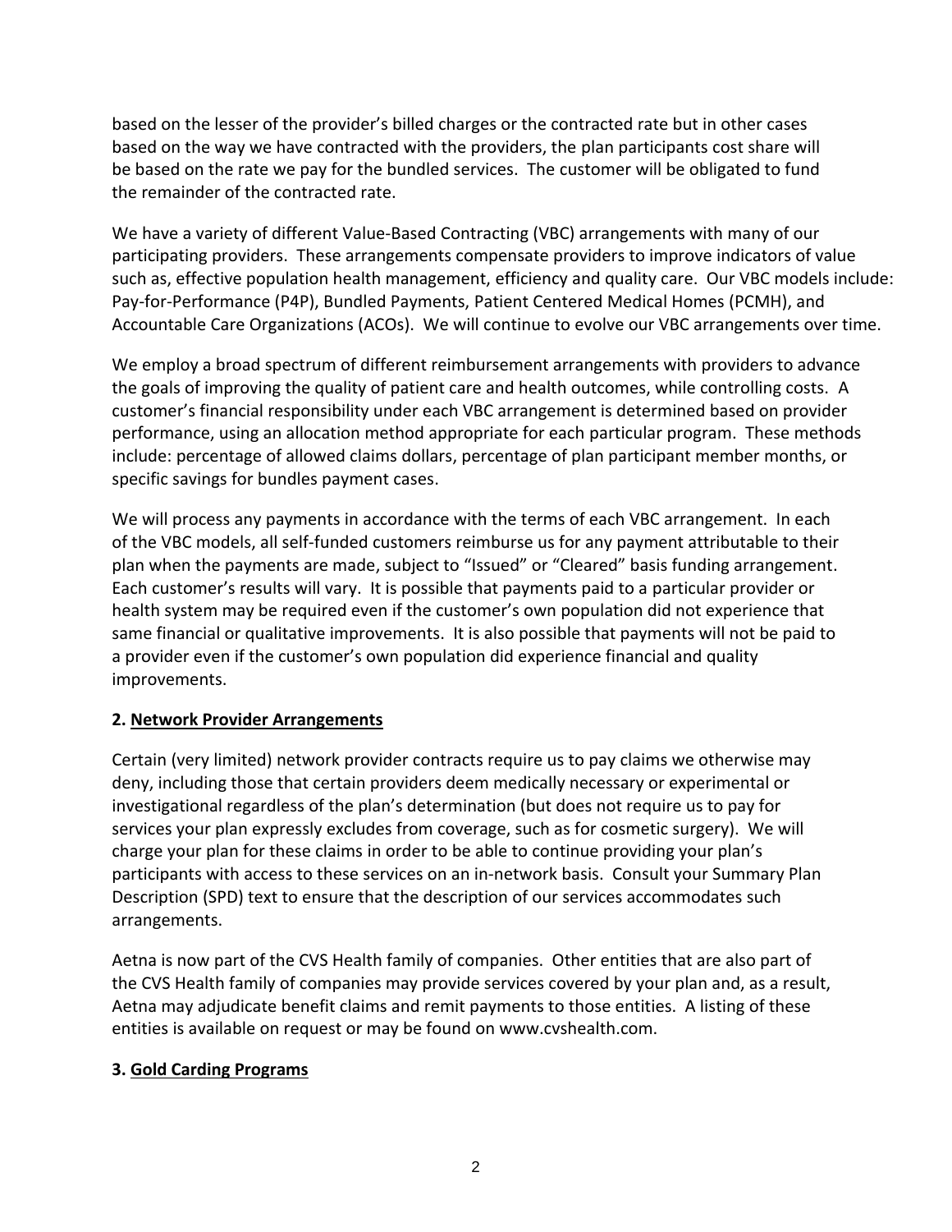based on the lesser of the provider's billed charges or the contracted rate but in other cases based on the way we have contracted with the providers, the plan participants cost share will be based on the rate we pay for the bundled services. The customer will be obligated to fund the remainder of the contracted rate.

We have a variety of different Value-Based Contracting (VBC) arrangements with many of our participating providers. These arrangements compensate providers to improve indicators of value such as, effective population health management, efficiency and quality care. Our VBC models include: Pay-for-Performance (P4P), Bundled Payments, Patient Centered Medical Homes (PCMH), and Accountable Care Organizations (ACOs). We will continue to evolve our VBC arrangements over time.

We employ a broad spectrum of different reimbursement arrangements with providers to advance the goals of improving the quality of patient care and health outcomes, while controlling costs. A customer's financial responsibility under each VBC arrangement is determined based on provider performance, using an allocation method appropriate for each particular program. These methods include: percentage of allowed claims dollars, percentage of plan participant member months, or specific savings for bundles payment cases.

We will process any payments in accordance with the terms of each VBC arrangement. In each of the VBC models, all self-funded customers reimburse us for any payment attributable to their plan when the payments are made, subject to "Issued" or "Cleared" basis funding arrangement. Each customer's results will vary. It is possible that payments paid to a particular provider or health system may be required even if the customer's own population did not experience that same financial or qualitative improvements. It is also possible that payments will not be paid to a provider even if the customer's own population did experience financial and quality improvements.

### 2. <u>Network Provider Arrangements</u>

Certain (very limited) network provider contracts require us to pay claims we otherwise may deny, including those that certain providers deem medically necessary or experimental or investigational regardless of the plan's determination (but does not require us to pay for services your plan expressly excludes from coverage, such as for cosmetic surgery). We will charge your plan for these claims in order to be able to continue providing your plan's participants with access to these services on an in-network basis. Consult your Summary Plan Description (SPD) text to ensure that the description of our services accommodates such arrangements.

Aetna is now part of the CVS Health family of companies. Other entities that are also part of the CVS Health family of companies may provide services covered by your plan and, as a result, Aetna may adjudicate benefit claims and remit payments to those entities. A listing of these entities is available on request or may be found on www.cvshealth.com.

### 3. <u>Gold Carding Programs</u>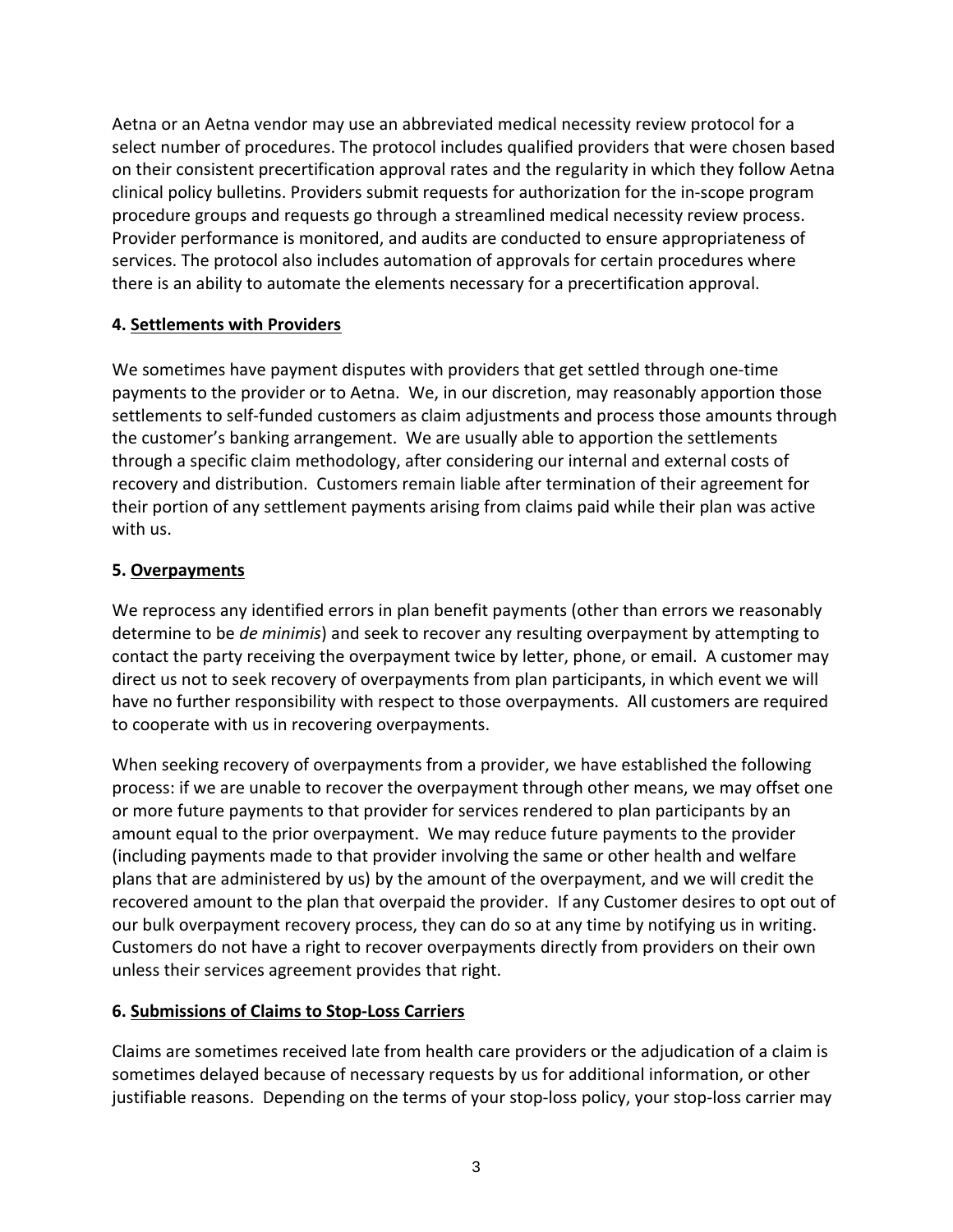Aetna or an Aetna vendor may use an abbreviated medical necessity review protocol for a select number of procedures. The protocol includes qualified providers that were chosen based on their consistent precertification approval rates and the regularity in which they follow Aetna clinical policy bulletins. Providers submit requests for authorization for the in-scope program procedure groups and requests go through a streamlined medical necessity review process. Provider performance is monitored, and audits are conducted to ensure appropriateness of services. The protocol also includes automation of approvals for certain procedures where there is an ability to automate the elements necessary for a precertification approval.

**4. Settlements with Providers**

We sometimes have payment disputes with providers that get settled through one-time payments to the provider or to Aetna. We, in our discretion, may reasonably apportion those settlements to self-funded customers as claim adjustments and process those amounts through the customer's banking arrangement. We are usually able to apportion the settlements through a specific claim methodology, after considering our internal and external costs of recovery and distribution. Customers remain liable after termination of their agreement for their portion of any settlement payments arising from claims paid while their plan was active with us.

**5. Overpayments**

We reprocess any identified errors in plan benefit payments (other than errors we reasonably determine to be *de minimis*) and seek to recover any resulting overpayment by attempting to contact the party receiving the overpayment twice by letter, phone, or email. A customer may direct us not to seek recovery of overpayments from plan participants, in which event we will have no further responsibility with respect to those overpayments. All customers are required to cooperate with us in recovering overpayments.

When seeking recovery of overpayments from a provider, we have established the following process: if we are unable to recover the overpayment through other means, we may offset one or more future payments to that provider for services rendered to plan participants by an amount equal to the prior overpayment. We may reduce future payments to the provider (including payments made to that provider involving the same or other health and welfare plans that are administered by us) by the amount of the overpayment, and we will credit the recovered amount to the plan that overpaid the provider. If any Customer desires to opt out of our bulk overpayment recovery process, they can do so at any time by notifying us in writing. Customers do not have a right to recover overpayments directly from providers on their own unless their services agreement provides that right.

**6. Submissions of Claims to Stop-Loss Carriers**

Claims are sometimes received late from health care providers or the adjudication of a claim is sometimes delayed because of necessary requests by us for additional information, or other justifiable reasons. Depending on the terms of your stop-loss policy, your stop-loss carrier may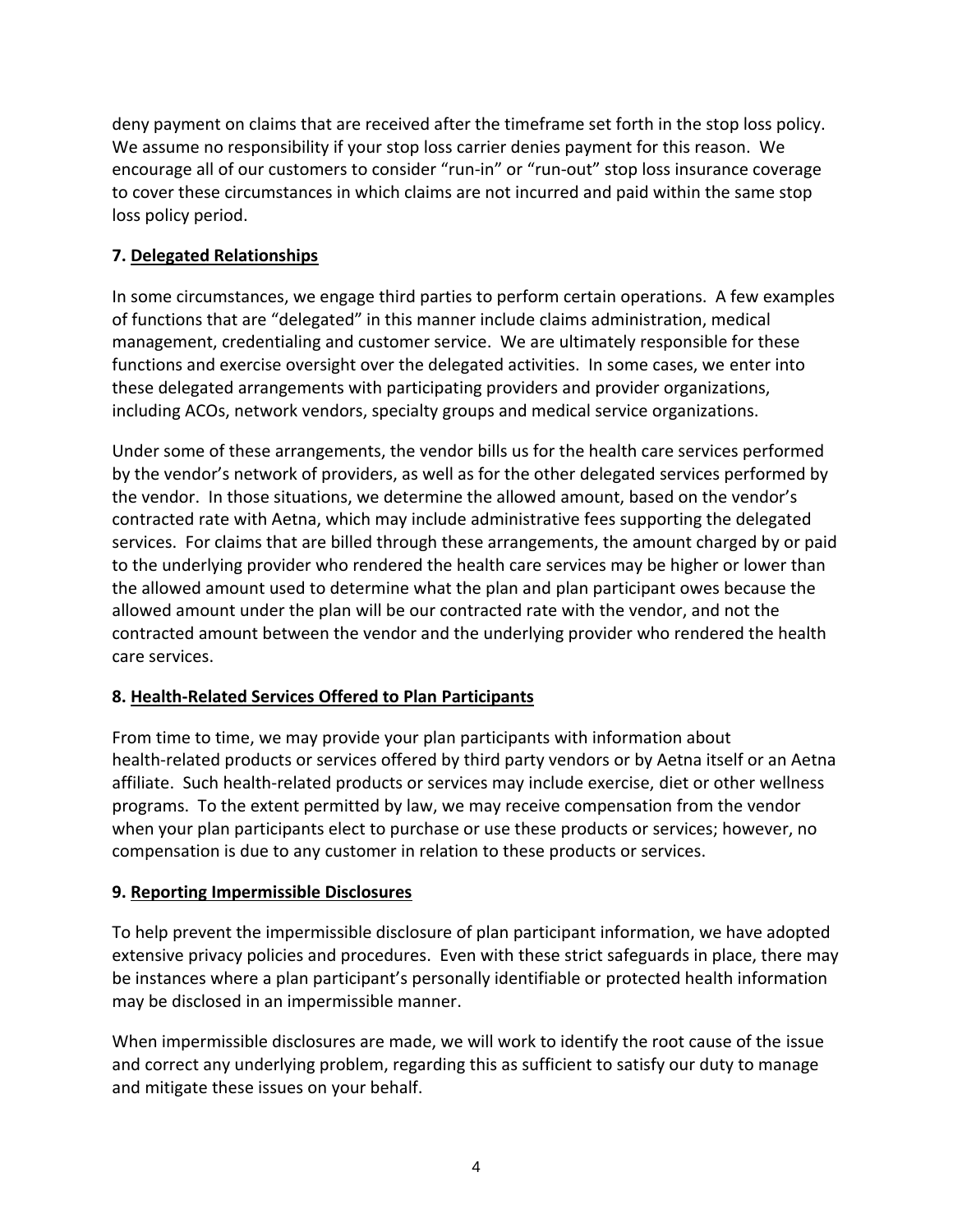deny payment on claims that are received after the timeframe set forth in the stop loss policy. We assume no responsibility if your stop loss carrier denies payment for this reason. We encourage all of our customers to consider "run-in" or "run-out" stop loss insurance coverage to cover these circumstances in which claims are not incurred and paid within the same stop loss policy period.

### 7. Delegated Relationships

In some circumstances, we engage third parties to perform certain operations. A few examples of functions that are "delegated" in this manner include claims administration, medical management, credentialing and customer service. We are ultimately responsible for these functions and exercise oversight over the delegated activities. In some cases, we enter into these delegated arrangements with participating providers and provider organizations, including ACOs, network vendors, specialty groups and medical service organizations.

Under some of these arrangements, the vendor bills us for the health care services performed by the vendor's network of providers, as well as for the other delegated services performed by the vendor. In those situations, we determine the allowed amount, based on the vendor's contracted rate with Aetna, which may include administrative fees supporting the delegated services. For claims that are billed through these arrangements, the amount charged by or paid to the underlying provider who rendered the health care services may be higher or lower than the allowed amount used to determine what the plan and plan participant owes because the allowed amount under the plan will be our contracted rate with the vendor, and not the contracted amount between the vendor and the underlying provider who rendered the health care services.

### 8. Health-Related Services Offered to Plan Participants

From time to time, we may provide your plan participants with information about health-related products or services offered by third party vendors or by Aetna itself or an Aetna affiliate. Such health-related products or services may include exercise, diet or other wellness programs. To the extent permitted by law, we may receive compensation from the vendor when your plan participants elect to purchase or use these products or services; however, no compensation is due to any customer in relation to these products or services.

### 9. Reporting Impermissible Disclosures

To help prevent the impermissible disclosure of plan participant information, we have adopted extensive privacy policies and procedures. Even with these strict safeguards in place, there may be instances where a plan participant's personally identifiable or protected health information may be disclosed in an impermissible manner.

When impermissible disclosures are made, we will work to identify the root cause of the issue and correct any underlying problem, regarding this as sufficient to satisfy our duty to manage and mitigate these issues on your behalf.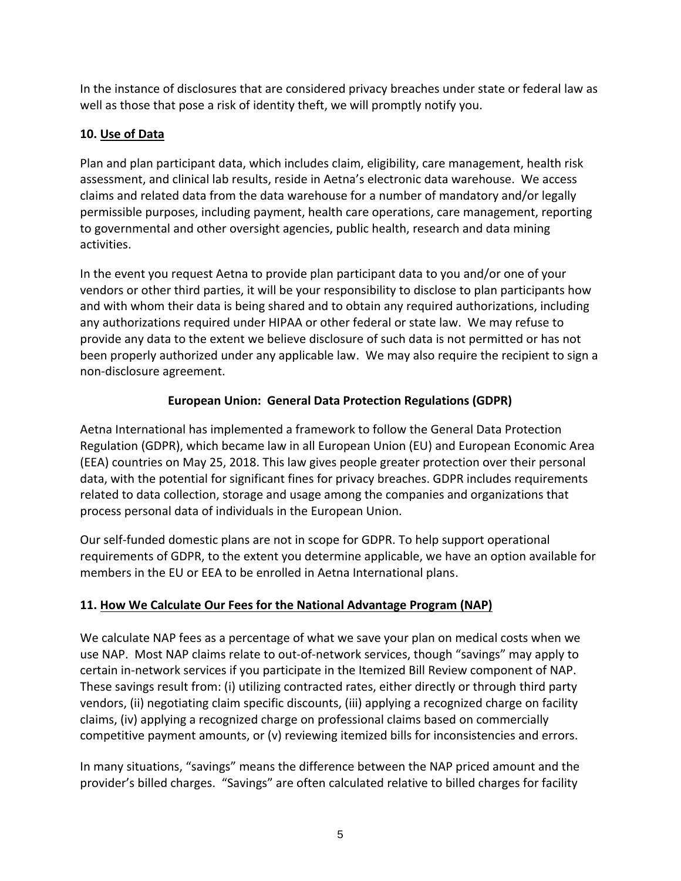In the instance of disclosures that are considered privacy breaches under state or federal law as well as those that pose a risk of identity theft, we will promptly notify you.

**10. Use of Data**

Plan and plan participant data, which includes claim, eligibility, care management, health risk assessment, and clinical lab results, reside in Aetna's electronic data warehouse. We access claims and related data from the data warehouse for a number of mandatory and/or legally permissible purposes, including payment, health care operations, care management, reporting to governmental and other oversight agencies, public health, research and data mining activities.

In the event you request Aetna to provide plan participant data to you and/or one of your vendors or other third parties, it will be your responsibility to disclose to plan participants how and with whom their data is being shared and to obtain any required authorizations, including any authorizations required under HIPAA or other federal or state law. We may refuse to provide any data to the extent we believe disclosure of such data is not permitted or has not been properly authorized under any applicable law. We may also require the recipient to sign a non-disclosure agreement.

**European Union: General Data Protection Regulations (GDPR)**

Aetna International has implemented a framework to follow the General Data Protection Regulation (GDPR), which became law in all European Union (EU) and European Economic Area (EEA) countries on May 25, 2018. This law gives people greater protection over their personal data, with the potential for significant fines for privacy breaches. GDPR includes requirements related to data collection, storage and usage among the companies and organizations that process personal data of individuals in the European Union.

Our self-funded domestic plans are not in scope for GDPR. To help support operational requirements of GDPR, to the extent you determine applicable, we have an option available for members in the EU or EEA to be enrolled in Aetna International plans.

**11. How We Calculate Our Fees for the National Advantage Program (NAP)**

We calculate NAP fees as a percentage of what we save your plan on medical costs when we use NAP. Most NAP claims relate to out-of-network services, though "savings" may apply to certain in-network services if you participate in the Itemized Bill Review component of NAP. These savings result from: (i) utilizing contracted rates, either directly or through third party vendors, (ii) negotiating claim specific discounts, (iii) applying a recognized charge on facility claims, (iv) applying a recognized charge on professional claims based on commercially competitive payment amounts, or (v) reviewing itemized bills for inconsistencies and errors.

In many situations, "savings" means the difference between the NAP priced amount and the provider's billed charges. "Savings" are often calculated relative to billed charges for facility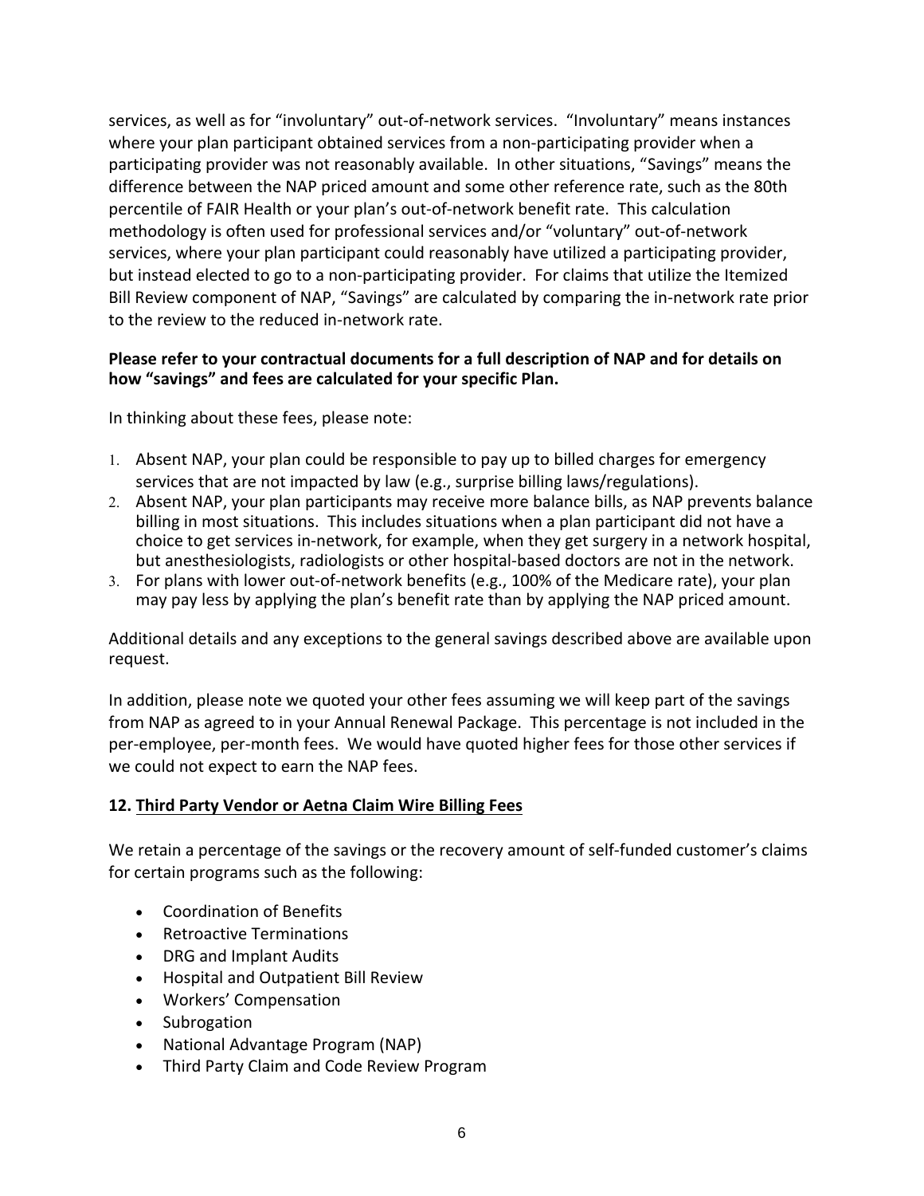services, as well as for "involuntary" out-of-network services. "Involuntary" means instances where your plan participant obtained services from a non-participating provider when a participating provider was not reasonably available. In other situations, "Savings" means the difference between the NAP priced amount and some other reference rate, such as the 80th percentile of FAIR Health or your plan's out-of-network benefit rate. This calculation methodology is often used for professional services and/or "voluntary" out-of-network services, where your plan participant could reasonably have utilized a participating provider, but instead elected to go to a non-participating provider. For claims that utilize the Itemized Bill Review component of NAP, "Savings" are calculated by comparing the in-network rate prior to the review to the reduced in-network rate.

**Please refer to your contractual documents for a full description of NAP and for details on how "savings" and fees are calculated for your specific Plan.**

In thinking about these fees, please note:

1. Absent NAP, your plan could be responsible to pay up to billed charges for emergency services that are not impacted by law (e.g., surprise billing laws/regulations).
2. Absent NAP, your plan participants may receive more balance bills, as NAP prevents balance billing in most situations. This includes situations when a plan participant did not have a choice to get services in-network, for example, when they get surgery in a network hospital, but anesthesiologists, radiologists or other hospital-based doctors are not in the network.
3. For plans with lower out-of-network benefits (e.g., 100% of the Medicare rate), your plan may pay less by applying the plan's benefit rate than by applying the NAP priced amount.

Additional details and any exceptions to the general savings described above are available upon request.

In addition, please note we quoted your other fees assuming we will keep part of the savings from NAP as agreed to in your Annual Renewal Package. This percentage is not included in the per-employee, per-month fees. We would have quoted higher fees for those other services if we could not expect to earn the NAP fees.

**12. <u>Third Party Vendor or Aetna Claim Wire Billing Fees</u>**

We retain a percentage of the savings or the recovery amount of self-funded customer's claims for certain programs such as the following:

- Coordination of Benefits
- Retroactive Terminations
- DRG and Implant Audits
- Hospital and Outpatient Bill Review
- Workers' Compensation
- Subrogation
- National Advantage Program (NAP)
- Third Party Claim and Code Review Program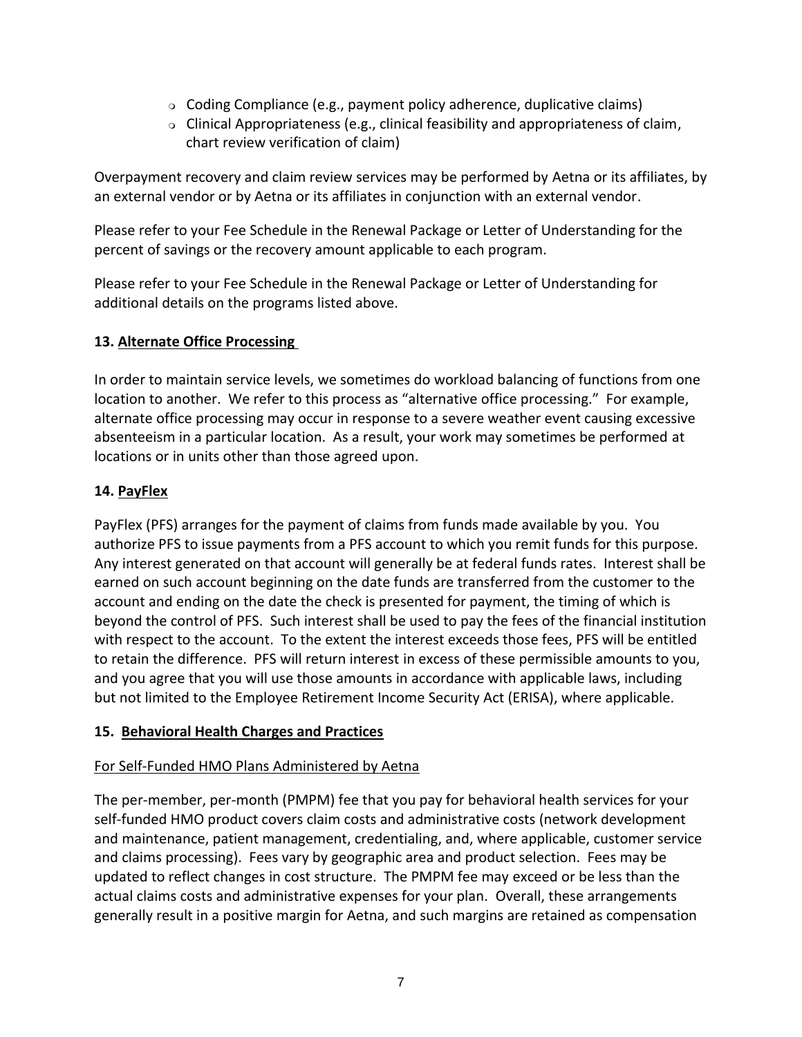- Coding Compliance (e.g., payment policy adherence, duplicative claims)
- Clinical Appropriateness (e.g., clinical feasibility and appropriateness of claim, chart review verification of claim)

Overpayment recovery and claim review services may be performed by Aetna or its affiliates, by an external vendor or by Aetna or its affiliates in conjunction with an external vendor.

Please refer to your Fee Schedule in the Renewal Package or Letter of Understanding for the percent of savings or the recovery amount applicable to each program.

Please refer to your Fee Schedule in the Renewal Package or Letter of Understanding for additional details on the programs listed above.

**13. Alternate Office Processing**

In order to maintain service levels, we sometimes do workload balancing of functions from one location to another. We refer to this process as "alternative office processing." For example, alternate office processing may occur in response to a severe weather event causing excessive absenteeism in a particular location. As a result, your work may sometimes be performed at locations or in units other than those agreed upon.

**14. PayFlex**

PayFlex (PFS) arranges for the payment of claims from funds made available by you. You authorize PFS to issue payments from a PFS account to which you remit funds for this purpose. Any interest generated on that account will generally be at federal funds rates. Interest shall be earned on such account beginning on the date funds are transferred from the customer to the account and ending on the date the check is presented for payment, the timing of which is beyond the control of PFS. Such interest shall be used to pay the fees of the financial institution with respect to the account. To the extent the interest exceeds those fees, PFS will be entitled to retain the difference. PFS will return interest in excess of these permissible amounts to you, and you agree that you will use those amounts in accordance with applicable laws, including but not limited to the Employee Retirement Income Security Act (ERISA), where applicable.

**15. Behavioral Health Charges and Practices**

For Self-Funded HMO Plans Administered by Aetna

The per-member, per-month (PMPM) fee that you pay for behavioral health services for your self-funded HMO product covers claim costs and administrative costs (network development and maintenance, patient management, credentialing, and, where applicable, customer service and claims processing). Fees vary by geographic area and product selection. Fees may be updated to reflect changes in cost structure. The PMPM fee may exceed or be less than the actual claims costs and administrative expenses for your plan. Overall, these arrangements generally result in a positive margin for Aetna, and such margins are retained as compensation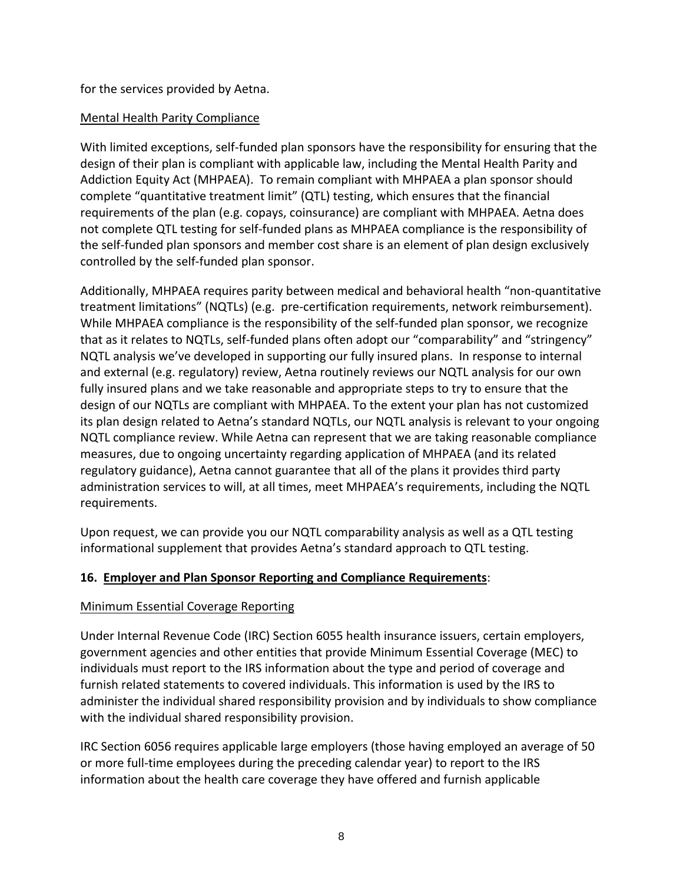for the services provided by Aetna.

Mental Health Parity Compliance

With limited exceptions, self-funded plan sponsors have the responsibility for ensuring that the design of their plan is compliant with applicable law, including the Mental Health Parity and Addiction Equity Act (MHPAEA). To remain compliant with MHPAEA a plan sponsor should complete "quantitative treatment limit" (QTL) testing, which ensures that the financial requirements of the plan (e.g. copays, coinsurance) are compliant with MHPAEA. Aetna does not complete QTL testing for self-funded plans as MHPAEA compliance is the responsibility of the self-funded plan sponsors and member cost share is an element of plan design exclusively controlled by the self-funded plan sponsor.

Additionally, MHPAEA requires parity between medical and behavioral health "non-quantitative treatment limitations" (NQTLs) (e.g. pre-certification requirements, network reimbursement). While MHPAEA compliance is the responsibility of the self-funded plan sponsor, we recognize that as it relates to NQTLs, self-funded plans often adopt our "comparability" and "stringency" NQTL analysis we've developed in supporting our fully insured plans. In response to internal and external (e.g. regulatory) review, Aetna routinely reviews our NQTL analysis for our own fully insured plans and we take reasonable and appropriate steps to try to ensure that the design of our NQTLs are compliant with MHPAEA. To the extent your plan has not customized its plan design related to Aetna's standard NQTLs, our NQTL analysis is relevant to your ongoing NQTL compliance review. While Aetna can represent that we are taking reasonable compliance measures, due to ongoing uncertainty regarding application of MHPAEA (and its related regulatory guidance), Aetna cannot guarantee that all of the plans it provides third party administration services to will, at all times, meet MHPAEA's requirements, including the NQTL requirements.

Upon request, we can provide you our NQTL comparability analysis as well as a QTL testing informational supplement that provides Aetna's standard approach to QTL testing.

**16. Employer and Plan Sponsor Reporting and Compliance Requirements**:

Minimum Essential Coverage Reporting

Under Internal Revenue Code (IRC) Section 6055 health insurance issuers, certain employers, government agencies and other entities that provide Minimum Essential Coverage (MEC) to individuals must report to the IRS information about the type and period of coverage and furnish related statements to covered individuals. This information is used by the IRS to administer the individual shared responsibility provision and by individuals to show compliance with the individual shared responsibility provision.

IRC Section 6056 requires applicable large employers (those having employed an average of 50 or more full-time employees during the preceding calendar year) to report to the IRS information about the health care coverage they have offered and furnish applicable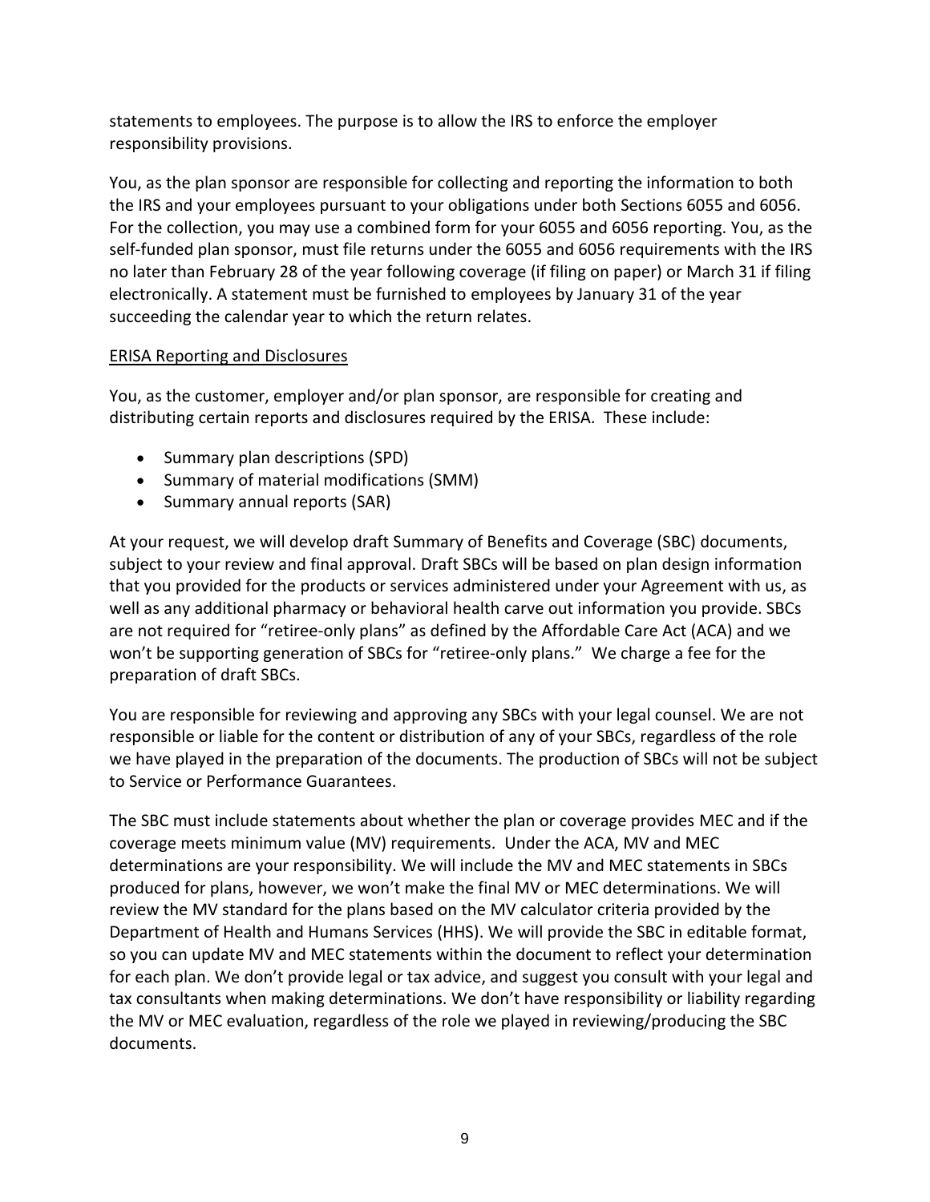statements to employees. The purpose is to allow the IRS to enforce the employer responsibility provisions.

You, as the plan sponsor are responsible for collecting and reporting the information to both the IRS and your employees pursuant to your obligations under both Sections 6055 and 6056. For the collection, you may use a combined form for your 6055 and 6056 reporting. You, as the self-funded plan sponsor, must file returns under the 6055 and 6056 requirements with the IRS no later than February 28 of the year following coverage (if filing on paper) or March 31 if filing electronically. A statement must be furnished to employees by January 31 of the year succeeding the calendar year to which the return relates.

<u>ERISA Reporting and Disclosures</u>

You, as the customer, employer and/or plan sponsor, are responsible for creating and distributing certain reports and disclosures required by the ERISA. These include:

- Summary plan descriptions (SPD)
- Summary of material modifications (SMM)
- Summary annual reports (SAR)

At your request, we will develop draft Summary of Benefits and Coverage (SBC) documents, subject to your review and final approval. Draft SBCs will be based on plan design information that you provided for the products or services administered under your Agreement with us, as well as any additional pharmacy or behavioral health carve out information you provide. SBCs are not required for "retiree-only plans" as defined by the Affordable Care Act (ACA) and we won't be supporting generation of SBCs for "retiree-only plans." We charge a fee for the preparation of draft SBCs.

You are responsible for reviewing and approving any SBCs with your legal counsel. We are not responsible or liable for the content or distribution of any of your SBCs, regardless of the role we have played in the preparation of the documents. The production of SBCs will not be subject to Service or Performance Guarantees.

The SBC must include statements about whether the plan or coverage provides MEC and if the coverage meets minimum value (MV) requirements. Under the ACA, MV and MEC determinations are your responsibility. We will include the MV and MEC statements in SBCs produced for plans, however, we won't make the final MV or MEC determinations. We will review the MV standard for the plans based on the MV calculator criteria provided by the Department of Health and Humans Services (HHS). We will provide the SBC in editable format, so you can update MV and MEC statements within the document to reflect your determination for each plan. We don't provide legal or tax advice, and suggest you consult with your legal and tax consultants when making determinations. We don't have responsibility or liability regarding the MV or MEC evaluation, regardless of the role we played in reviewing/producing the SBC documents.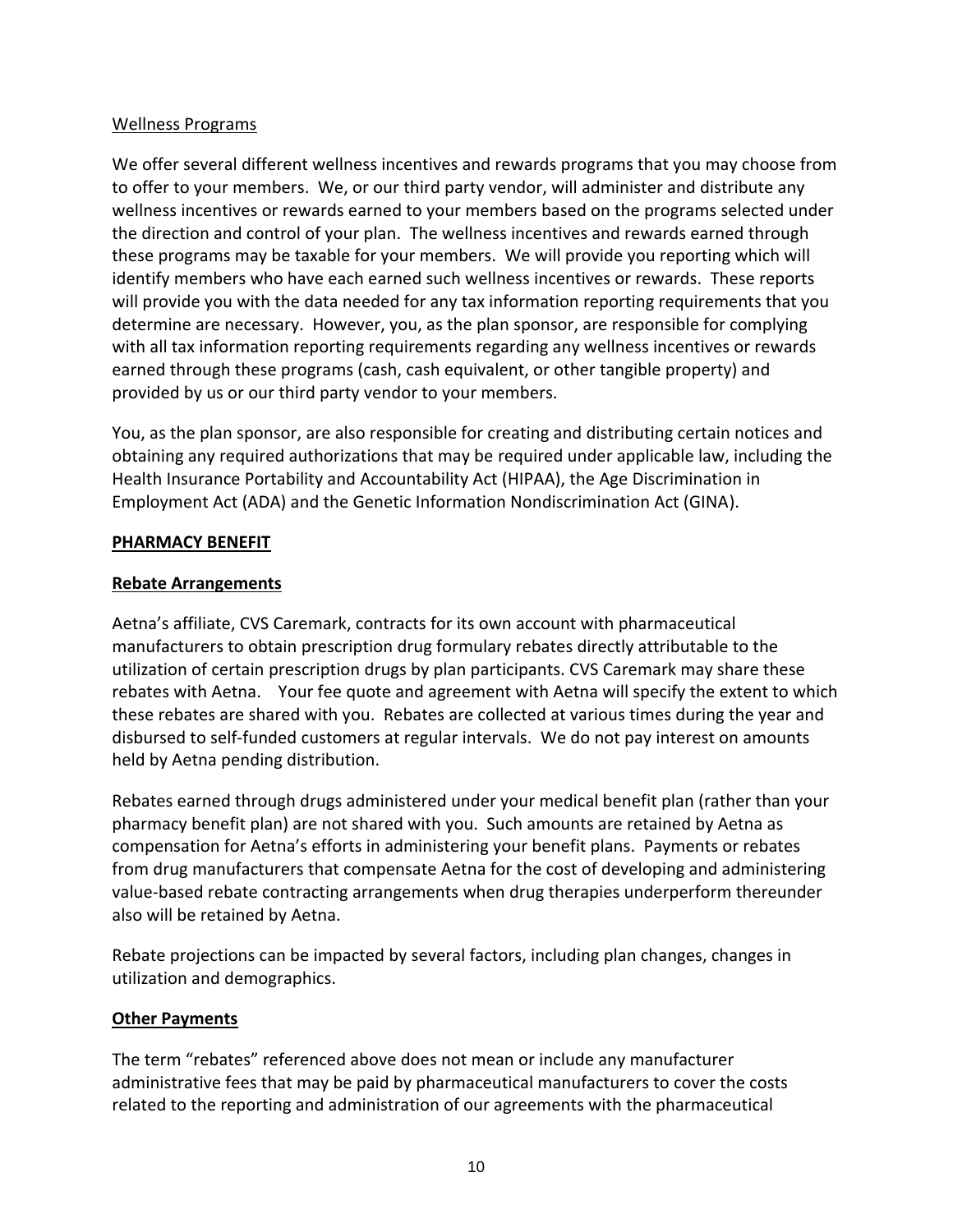Wellness Programs

We offer several different wellness incentives and rewards programs that you may choose from to offer to your members. We, or our third party vendor, will administer and distribute any wellness incentives or rewards earned to your members based on the programs selected under the direction and control of your plan. The wellness incentives and rewards earned through these programs may be taxable for your members. We will provide you reporting which will identify members who have each earned such wellness incentives or rewards. These reports will provide you with the data needed for any tax information reporting requirements that you determine are necessary. However, you, as the plan sponsor, are responsible for complying with all tax information reporting requirements regarding any wellness incentives or rewards earned through these programs (cash, cash equivalent, or other tangible property) and provided by us or our third party vendor to your members.

You, as the plan sponsor, are also responsible for creating and distributing certain notices and obtaining any required authorizations that may be required under applicable law, including the Health Insurance Portability and Accountability Act (HIPAA), the Age Discrimination in Employment Act (ADA) and the Genetic Information Nondiscrimination Act (GINA).

## PHARMACY BENEFIT

### Rebate Arrangements

Aetna's affiliate, CVS Caremark, contracts for its own account with pharmaceutical manufacturers to obtain prescription drug formulary rebates directly attributable to the utilization of certain prescription drugs by plan participants. CVS Caremark may share these rebates with Aetna. Your fee quote and agreement with Aetna will specify the extent to which these rebates are shared with you. Rebates are collected at various times during the year and disbursed to self-funded customers at regular intervals. We do not pay interest on amounts held by Aetna pending distribution.

Rebates earned through drugs administered under your medical benefit plan (rather than your pharmacy benefit plan) are not shared with you. Such amounts are retained by Aetna as compensation for Aetna's efforts in administering your benefit plans. Payments or rebates from drug manufacturers that compensate Aetna for the cost of developing and administering value-based rebate contracting arrangements when drug therapies underperform thereunder also will be retained by Aetna.

Rebate projections can be impacted by several factors, including plan changes, changes in utilization and demographics.

### Other Payments

The term "rebates" referenced above does not mean or include any manufacturer administrative fees that may be paid by pharmaceutical manufacturers to cover the costs related to the reporting and administration of our agreements with the pharmaceutical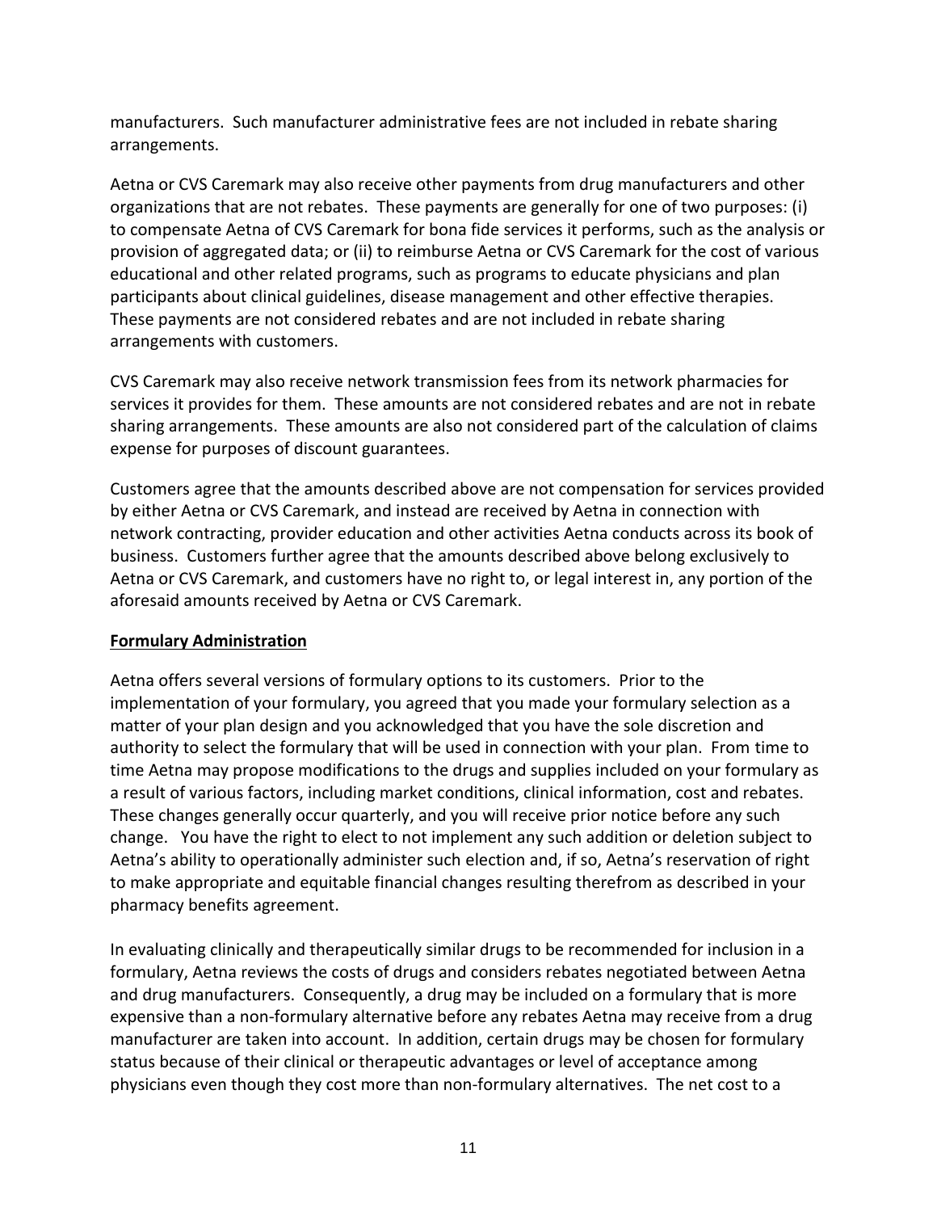manufacturers. Such manufacturer administrative fees are not included in rebate sharing arrangements.

Aetna or CVS Caremark may also receive other payments from drug manufacturers and other organizations that are not rebates. These payments are generally for one of two purposes: (i) to compensate Aetna of CVS Caremark for bona fide services it performs, such as the analysis or provision of aggregated data; or (ii) to reimburse Aetna or CVS Caremark for the cost of various educational and other related programs, such as programs to educate physicians and plan participants about clinical guidelines, disease management and other effective therapies. These payments are not considered rebates and are not included in rebate sharing arrangements with customers.

CVS Caremark may also receive network transmission fees from its network pharmacies for services it provides for them. These amounts are not considered rebates and are not in rebate sharing arrangements. These amounts are also not considered part of the calculation of claims expense for purposes of discount guarantees.

Customers agree that the amounts described above are not compensation for services provided by either Aetna or CVS Caremark, and instead are received by Aetna in connection with network contracting, provider education and other activities Aetna conducts across its book of business. Customers further agree that the amounts described above belong exclusively to Aetna or CVS Caremark, and customers have no right to, or legal interest in, any portion of the aforesaid amounts received by Aetna or CVS Caremark.

**Formulary Administration**

Aetna offers several versions of formulary options to its customers. Prior to the implementation of your formulary, you agreed that you made your formulary selection as a matter of your plan design and you acknowledged that you have the sole discretion and authority to select the formulary that will be used in connection with your plan. From time to time Aetna may propose modifications to the drugs and supplies included on your formulary as a result of various factors, including market conditions, clinical information, cost and rebates. These changes generally occur quarterly, and you will receive prior notice before any such change. You have the right to elect to not implement any such addition or deletion subject to Aetna's ability to operationally administer such election and, if so, Aetna's reservation of right to make appropriate and equitable financial changes resulting therefrom as described in your pharmacy benefits agreement.

In evaluating clinically and therapeutically similar drugs to be recommended for inclusion in a formulary, Aetna reviews the costs of drugs and considers rebates negotiated between Aetna and drug manufacturers. Consequently, a drug may be included on a formulary that is more expensive than a non-formulary alternative before any rebates Aetna may receive from a drug manufacturer are taken into account. In addition, certain drugs may be chosen for formulary status because of their clinical or therapeutic advantages or level of acceptance among physicians even though they cost more than non-formulary alternatives. The net cost to a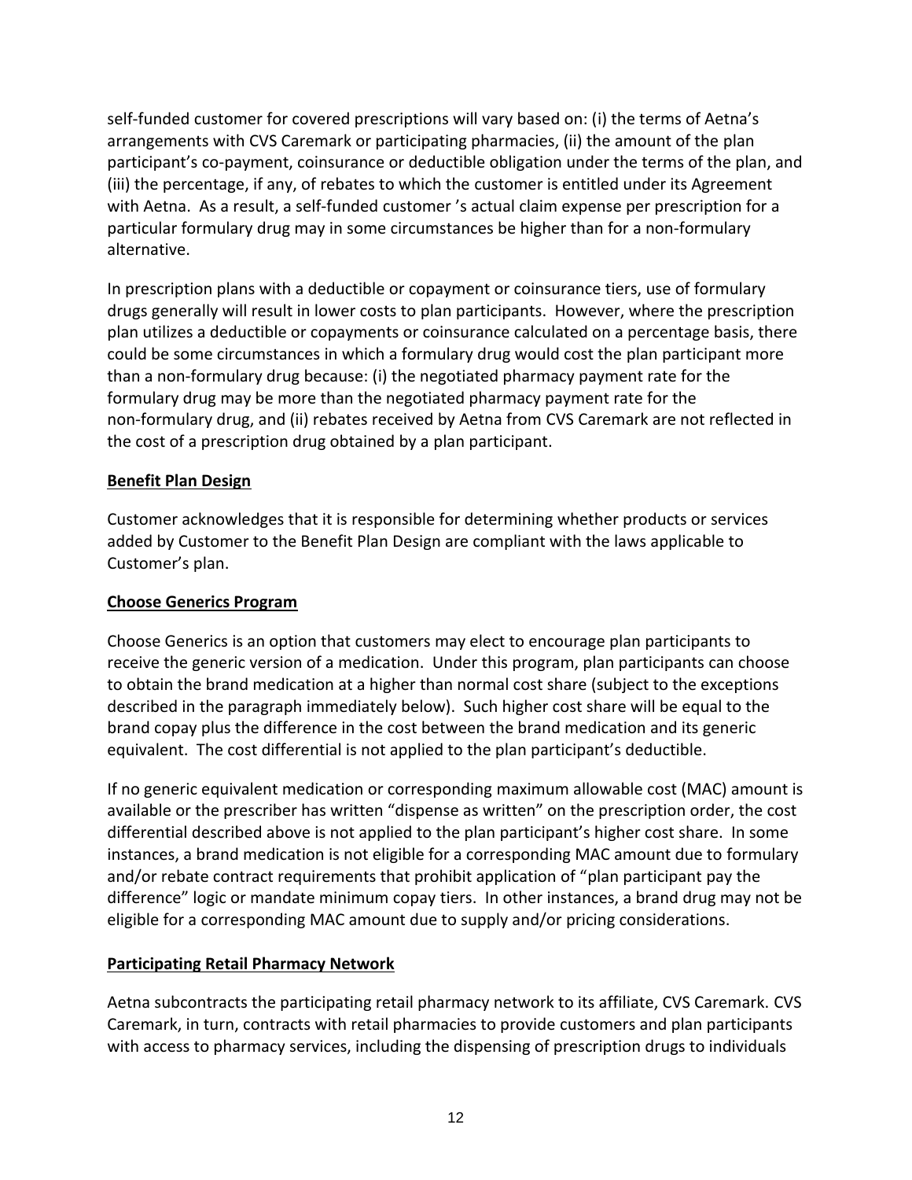self-funded customer for covered prescriptions will vary based on: (i) the terms of Aetna's arrangements with CVS Caremark or participating pharmacies, (ii) the amount of the plan participant's co-payment, coinsurance or deductible obligation under the terms of the plan, and (iii) the percentage, if any, of rebates to which the customer is entitled under its Agreement with Aetna. As a result, a self-funded customer 's actual claim expense per prescription for a particular formulary drug may in some circumstances be higher than for a non-formulary alternative.

In prescription plans with a deductible or copayment or coinsurance tiers, use of formulary drugs generally will result in lower costs to plan participants. However, where the prescription plan utilizes a deductible or copayments or coinsurance calculated on a percentage basis, there could be some circumstances in which a formulary drug would cost the plan participant more than a non-formulary drug because: (i) the negotiated pharmacy payment rate for the formulary drug may be more than the negotiated pharmacy payment rate for the non-formulary drug, and (ii) rebates received by Aetna from CVS Caremark are not reflected in the cost of a prescription drug obtained by a plan participant.

**Benefit Plan Design**

Customer acknowledges that it is responsible for determining whether products or services added by Customer to the Benefit Plan Design are compliant with the laws applicable to Customer's plan.

**Choose Generics Program**

Choose Generics is an option that customers may elect to encourage plan participants to receive the generic version of a medication. Under this program, plan participants can choose to obtain the brand medication at a higher than normal cost share (subject to the exceptions described in the paragraph immediately below). Such higher cost share will be equal to the brand copay plus the difference in the cost between the brand medication and its generic equivalent. The cost differential is not applied to the plan participant's deductible.

If no generic equivalent medication or corresponding maximum allowable cost (MAC) amount is available or the prescriber has written "dispense as written" on the prescription order, the cost differential described above is not applied to the plan participant's higher cost share. In some instances, a brand medication is not eligible for a corresponding MAC amount due to formulary and/or rebate contract requirements that prohibit application of "plan participant pay the difference" logic or mandate minimum copay tiers. In other instances, a brand drug may not be eligible for a corresponding MAC amount due to supply and/or pricing considerations.

**Participating Retail Pharmacy Network**

Aetna subcontracts the participating retail pharmacy network to its affiliate, CVS Caremark. CVS Caremark, in turn, contracts with retail pharmacies to provide customers and plan participants with access to pharmacy services, including the dispensing of prescription drugs to individuals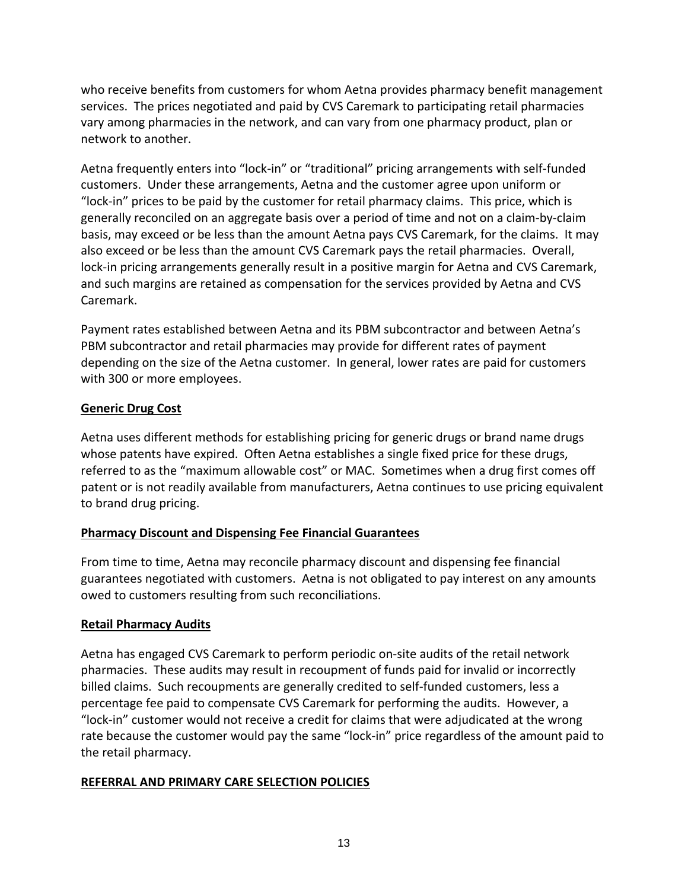who receive benefits from customers for whom Aetna provides pharmacy benefit management services. The prices negotiated and paid by CVS Caremark to participating retail pharmacies vary among pharmacies in the network, and can vary from one pharmacy product, plan or network to another.

Aetna frequently enters into "lock-in" or "traditional" pricing arrangements with self-funded customers. Under these arrangements, Aetna and the customer agree upon uniform or "lock-in" prices to be paid by the customer for retail pharmacy claims. This price, which is generally reconciled on an aggregate basis over a period of time and not on a claim-by-claim basis, may exceed or be less than the amount Aetna pays CVS Caremark, for the claims. It may also exceed or be less than the amount CVS Caremark pays the retail pharmacies. Overall, lock-in pricing arrangements generally result in a positive margin for Aetna and CVS Caremark, and such margins are retained as compensation for the services provided by Aetna and CVS Caremark.

Payment rates established between Aetna and its PBM subcontractor and between Aetna's PBM subcontractor and retail pharmacies may provide for different rates of payment depending on the size of the Aetna customer. In general, lower rates are paid for customers with 300 or more employees.

**Generic Drug Cost**

Aetna uses different methods for establishing pricing for generic drugs or brand name drugs whose patents have expired. Often Aetna establishes a single fixed price for these drugs, referred to as the "maximum allowable cost" or MAC. Sometimes when a drug first comes off patent or is not readily available from manufacturers, Aetna continues to use pricing equivalent to brand drug pricing.

**Pharmacy Discount and Dispensing Fee Financial Guarantees**

From time to time, Aetna may reconcile pharmacy discount and dispensing fee financial guarantees negotiated with customers. Aetna is not obligated to pay interest on any amounts owed to customers resulting from such reconciliations.

**Retail Pharmacy Audits**

Aetna has engaged CVS Caremark to perform periodic on-site audits of the retail network pharmacies. These audits may result in recoupment of funds paid for invalid or incorrectly billed claims. Such recoupments are generally credited to self-funded customers, less a percentage fee paid to compensate CVS Caremark for performing the audits. However, a "lock-in" customer would not receive a credit for claims that were adjudicated at the wrong rate because the customer would pay the same "lock-in" price regardless of the amount paid to the retail pharmacy.

## REFERRAL AND PRIMARY CARE SELECTION POLICIES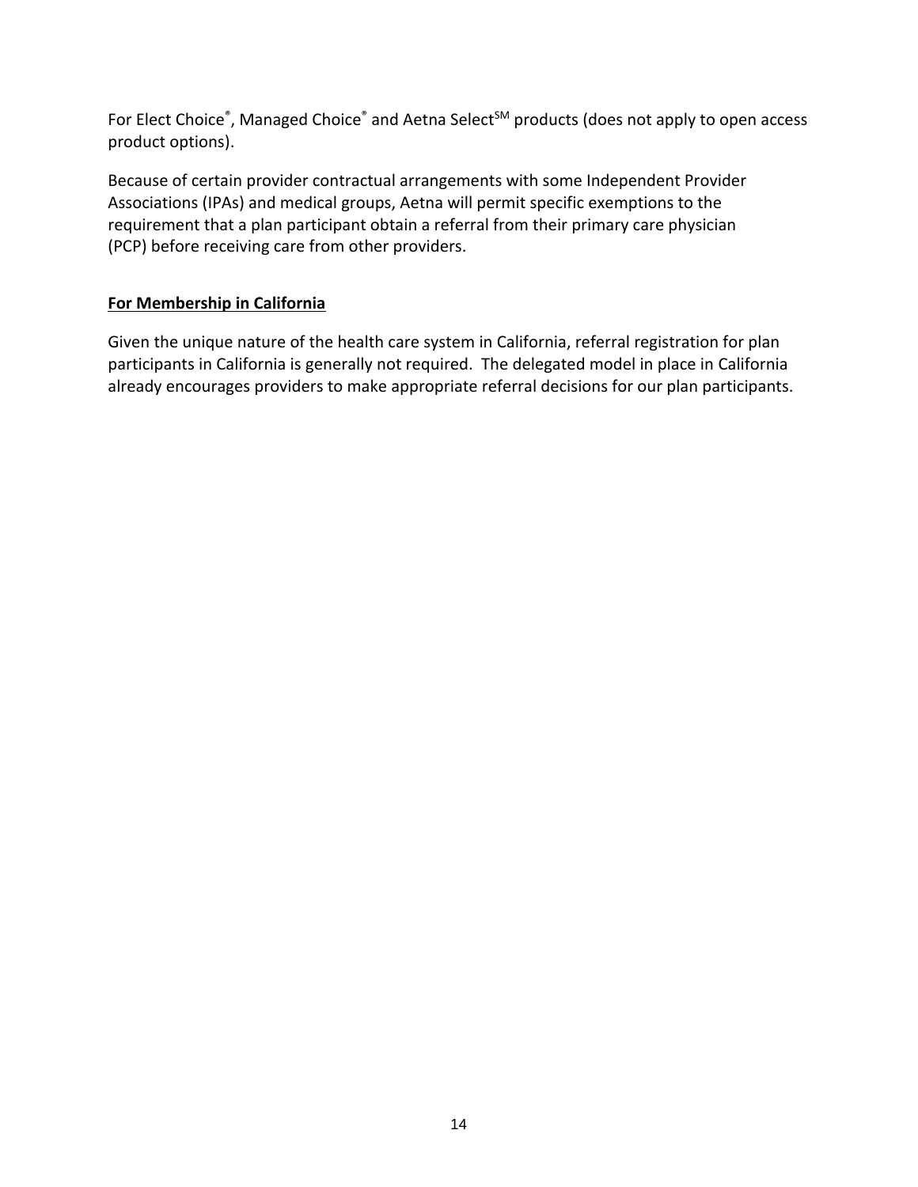For Elect Choice®, Managed Choice® and Aetna Select℠ products (does not apply to open access product options).

Because of certain provider contractual arrangements with some Independent Provider Associations (IPAs) and medical groups, Aetna will permit specific exemptions to the requirement that a plan participant obtain a referral from their primary care physician (PCP) before receiving care from other providers.

**For Membership in California**

Given the unique nature of the health care system in California, referral registration for plan participants in California is generally not required. The delegated model in place in California already encourages providers to make appropriate referral decisions for our plan participants.